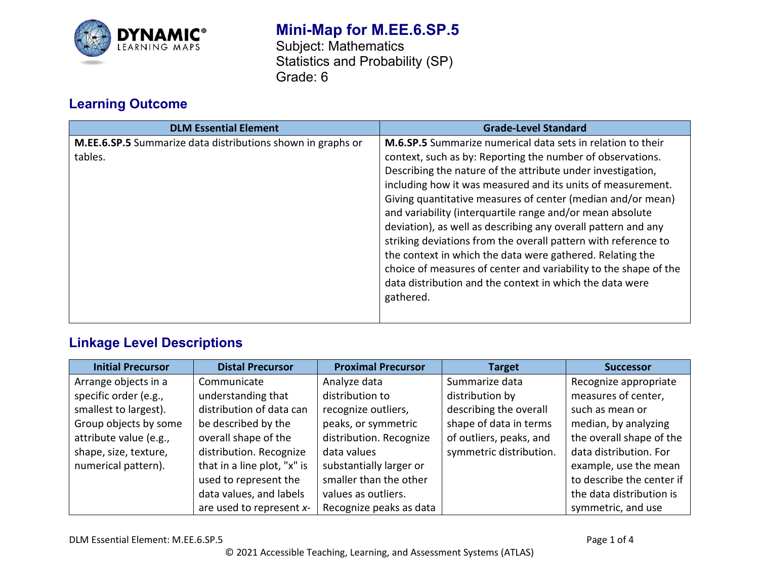# Mini-Map for M.EE.6.SP.5

Subject: Mathematics
Statistics and Probability (SP)
Grade: 6

## Learning Outcome

| DLM Essential Element | Grade-Level Standard |
|---|---|
| **M.EE.6.SP.5** Summarize data distributions shown in graphs or tables. | **M.6.SP.5** Summarize numerical data sets in relation to their context, such as by: Reporting the number of observations. Describing the nature of the attribute under investigation, including how it was measured and its units of measurement. Giving quantitative measures of center (median and/or mean) and variability (interquartile range and/or mean absolute deviation), as well as describing any overall pattern and any striking deviations from the overall pattern with reference to the context in which the data were gathered. Relating the choice of measures of center and variability to the shape of the data distribution and the context in which the data were gathered. |

## Linkage Level Descriptions

| Initial Precursor | Distal Precursor | Proximal Precursor | Target | Successor |
|---|---|---|---|---|
| Arrange objects in a specific order (e.g., smallest to largest). Group objects by some attribute value (e.g., shape, size, texture, numerical pattern). | Communicate understanding that distribution of data can be described by the overall shape of the distribution. Recognize that in a line plot, "x" is used to represent the data values, and labels are used to represent *x*- | Analyze data distribution to recognize outliers, peaks, or symmetric distribution. Recognize data values substantially larger or smaller than the other values as outliers. Recognize peaks as data | Summarize data distribution by describing the overall shape of data in terms of outliers, peaks, and symmetric distribution. | Recognize appropriate measures of center, such as mean or median, by analyzing the overall shape of the data distribution. For example, use the mean to describe the center if the data distribution is symmetric, and use |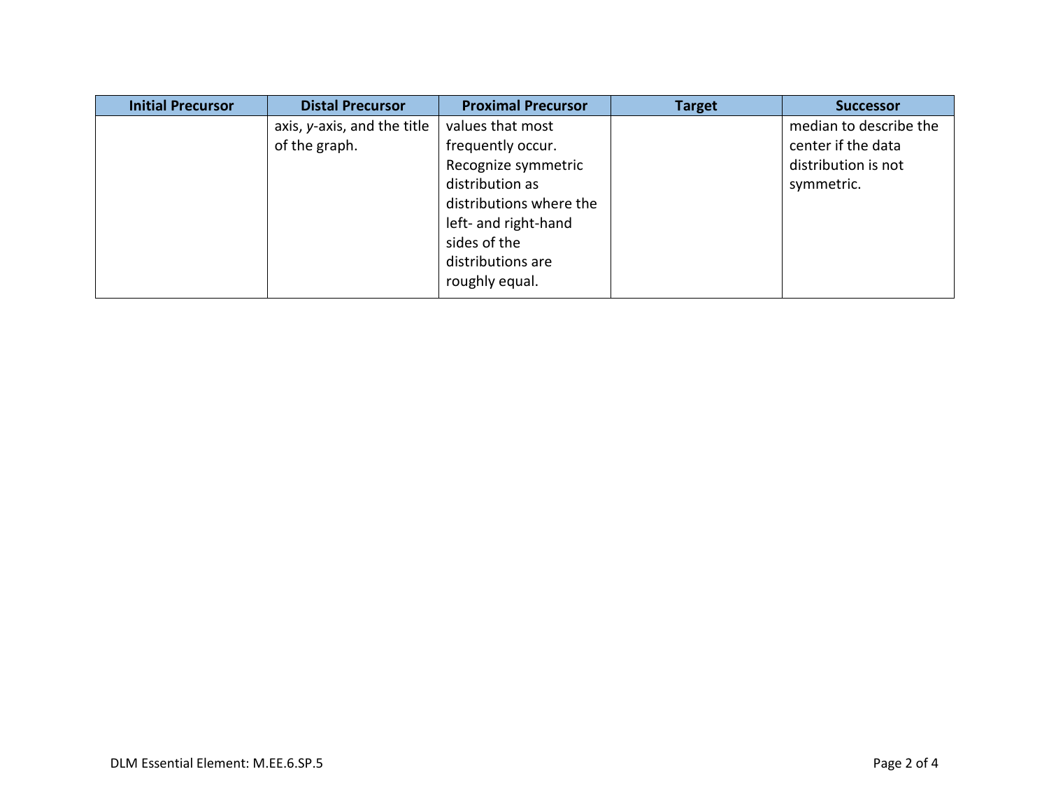| Initial Precursor | Distal Precursor | Proximal Precursor | Target | Successor |
| --- | --- | --- | --- | --- |
| | axis, *y*-axis, and the title of the graph. | values that most frequently occur. Recognize symmetric distribution as distributions where the left- and right-hand sides of the distributions are roughly equal. | | median to describe the center if the data distribution is not symmetric. |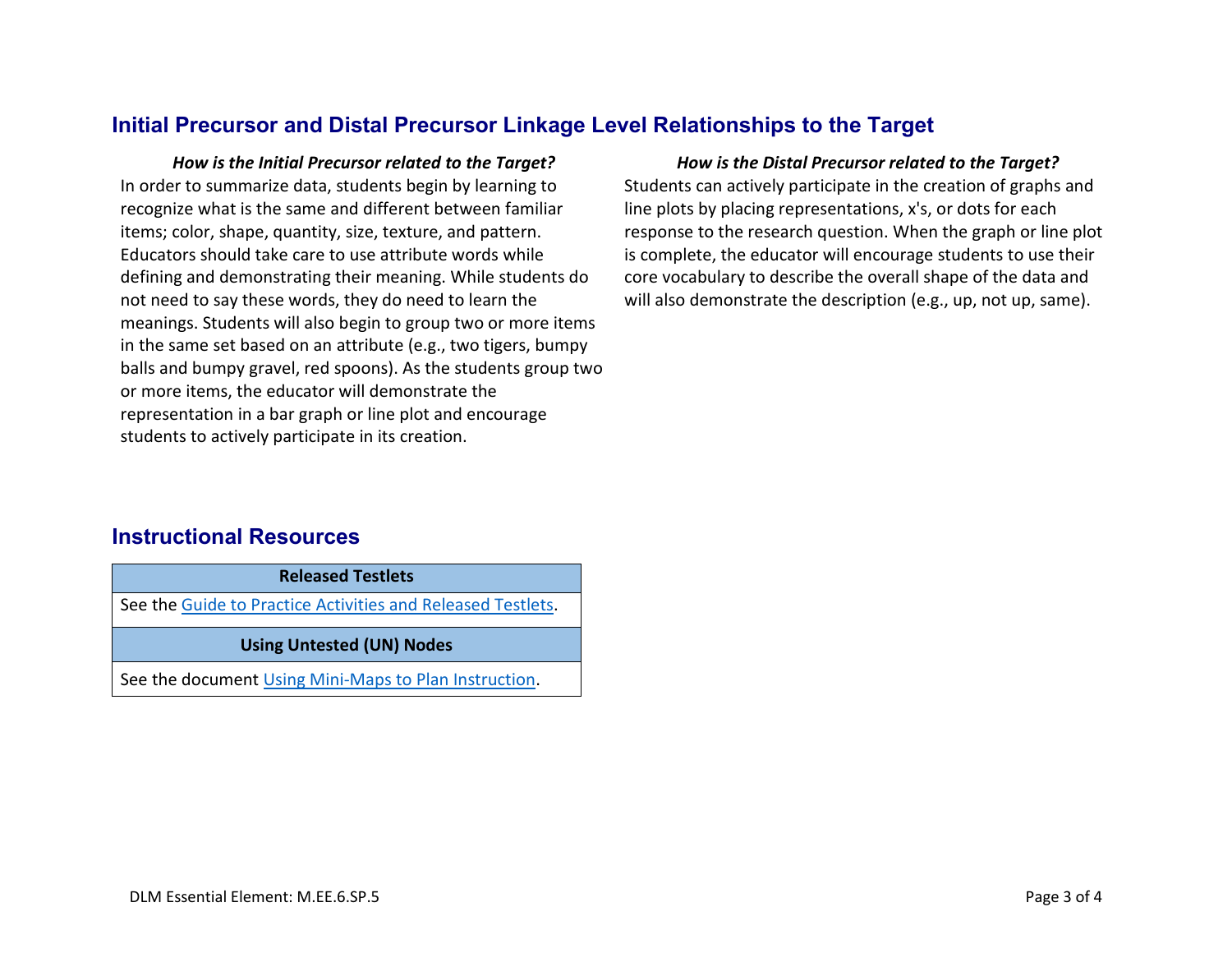## Initial Precursor and Distal Precursor Linkage Level Relationships to the Target

***How is the Initial Precursor related to the Target?***

In order to summarize data, students begin by learning to recognize what is the same and different between familiar items; color, shape, quantity, size, texture, and pattern. Educators should take care to use attribute words while defining and demonstrating their meaning. While students do not need to say these words, they do need to learn the meanings. Students will also begin to group two or more items in the same set based on an attribute (e.g., two tigers, bumpy balls and bumpy gravel, red spoons). As the students group two or more items, the educator will demonstrate the representation in a bar graph or line plot and encourage students to actively participate in its creation.

***How is the Distal Precursor related to the Target?***

Students can actively participate in the creation of graphs and line plots by placing representations, x's, or dots for each response to the research question. When the graph or line plot is complete, the educator will encourage students to use their core vocabulary to describe the overall shape of the data and will also demonstrate the description (e.g., up, not up, same).

## Instructional Resources

| **Released Testlets** |
| --- |
| See the Guide to Practice Activities and Released Testlets. |
| **Using Untested (UN) Nodes** |
| See the document Using Mini-Maps to Plan Instruction. |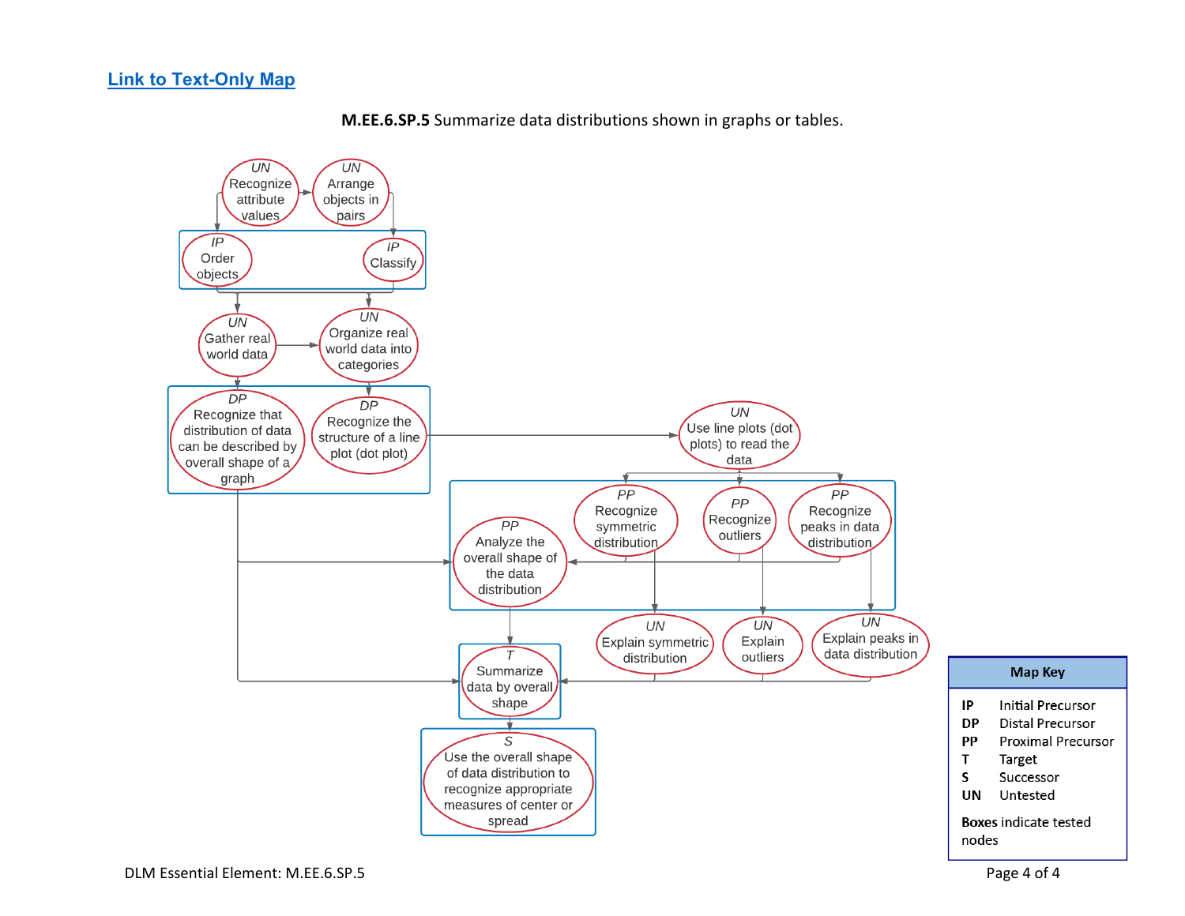[Link to Text-Only Map]

**M.EE.6.SP.5** Summarize data distributions shown in graphs or tables.

UN
Recognize attribute values

UN
Arrange objects in pairs

IP
Order objects

IP
Classify

UN
Gather real world data

UN
Organize real world data into categories

DP
Recognize that distribution of data can be described by overall shape of a graph

DP
Recognize the structure of a line plot (dot plot)

UN
Use line plots (dot plots) to read the data

PP
Recognize symmetric distribution

PP
Recognize outliers

PP
Recognize peaks in data distribution

PP
Analyze the overall shape of the data distribution

UN
Explain symmetric distribution

UN
Explain outliers

UN
Explain peaks in data distribution

T
Summarize data by overall shape

S
Use the overall shape of data distribution to recognize appropriate measures of center or spread

| Map Key | |
|---|---|
| IP | Initial Precursor |
| DP | Distal Precursor |
| PP | Proximal Precursor |
| T | Target |
| S | Successor |
| UN | Untested |

**Boxes** indicate tested nodes

DLM Essential Element: M.EE.6.SP.5